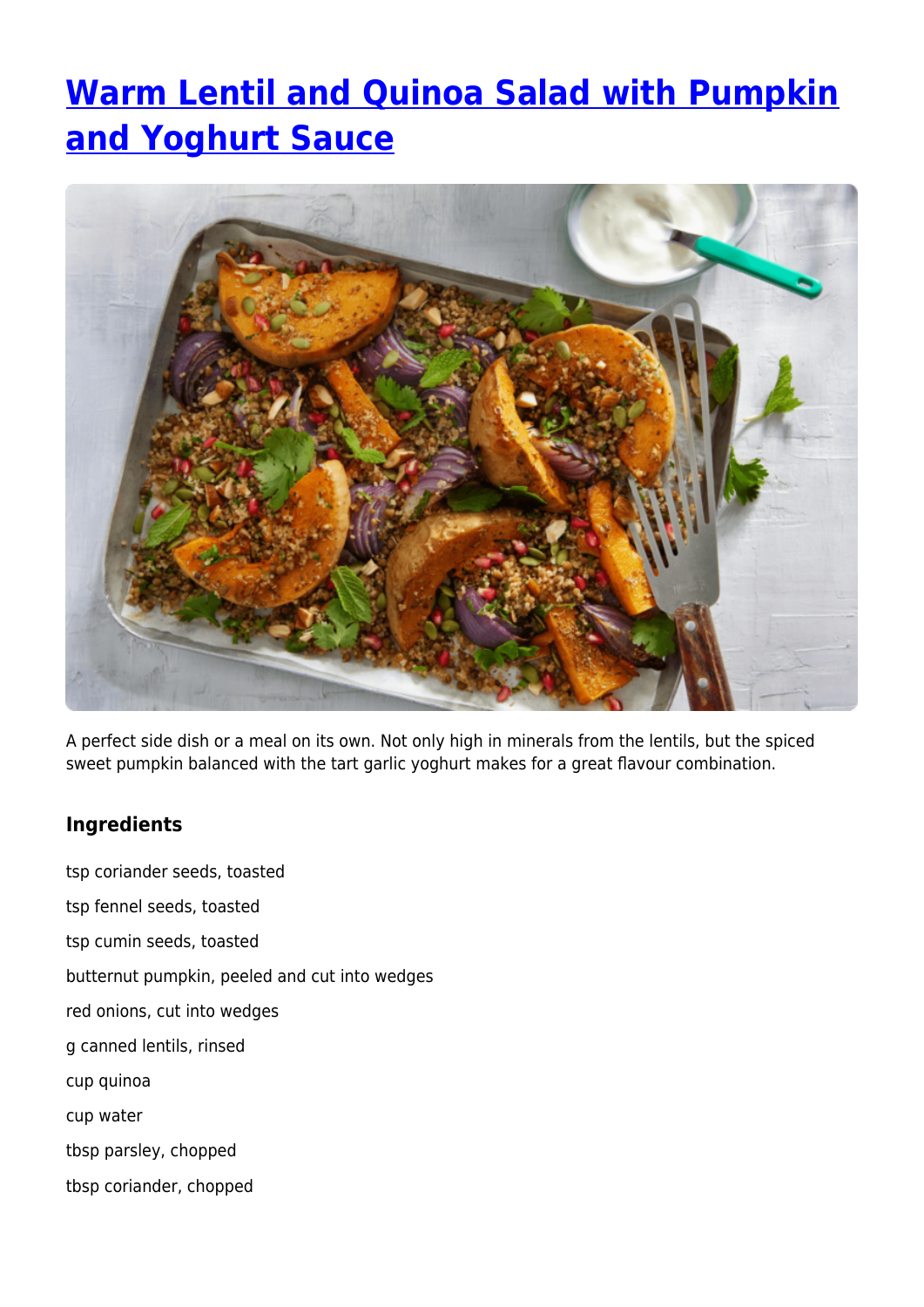# Warm Lentil and Quinoa Salad with Pumpkin and Yoghurt Sauce

A perfect side dish or a meal on its own. Not only high in minerals from the lentils, but the spiced sweet pumpkin balanced with the tart garlic yoghurt makes for a great flavour combination.

### Ingredients

tsp coriander seeds, toasted

tsp fennel seeds, toasted

tsp cumin seeds, toasted

butternut pumpkin, peeled and cut into wedges

red onions, cut into wedges

g canned lentils, rinsed

cup quinoa

cup water

tbsp parsley, chopped

tbsp coriander, chopped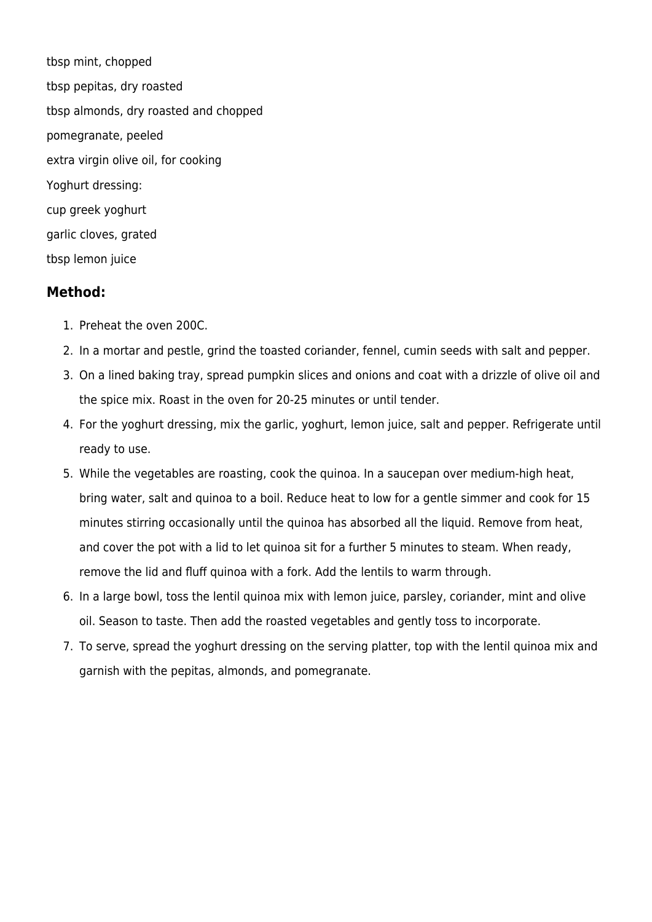tbsp mint, chopped

tbsp pepitas, dry roasted

tbsp almonds, dry roasted and chopped

pomegranate, peeled

extra virgin olive oil, for cooking

Yoghurt dressing:

cup greek yoghurt

garlic cloves, grated

tbsp lemon juice

### Method:

1. Preheat the oven 200C.
2. In a mortar and pestle, grind the toasted coriander, fennel, cumin seeds with salt and pepper.
3. On a lined baking tray, spread pumpkin slices and onions and coat with a drizzle of olive oil and the spice mix. Roast in the oven for 20-25 minutes or until tender.
4. For the yoghurt dressing, mix the garlic, yoghurt, lemon juice, salt and pepper. Refrigerate until ready to use.
5. While the vegetables are roasting, cook the quinoa. In a saucepan over medium-high heat, bring water, salt and quinoa to a boil. Reduce heat to low for a gentle simmer and cook for 15 minutes stirring occasionally until the quinoa has absorbed all the liquid. Remove from heat, and cover the pot with a lid to let quinoa sit for a further 5 minutes to steam. When ready, remove the lid and fluff quinoa with a fork. Add the lentils to warm through.
6. In a large bowl, toss the lentil quinoa mix with lemon juice, parsley, coriander, mint and olive oil. Season to taste. Then add the roasted vegetables and gently toss to incorporate.
7. To serve, spread the yoghurt dressing on the serving platter, top with the lentil quinoa mix and garnish with the pepitas, almonds, and pomegranate.